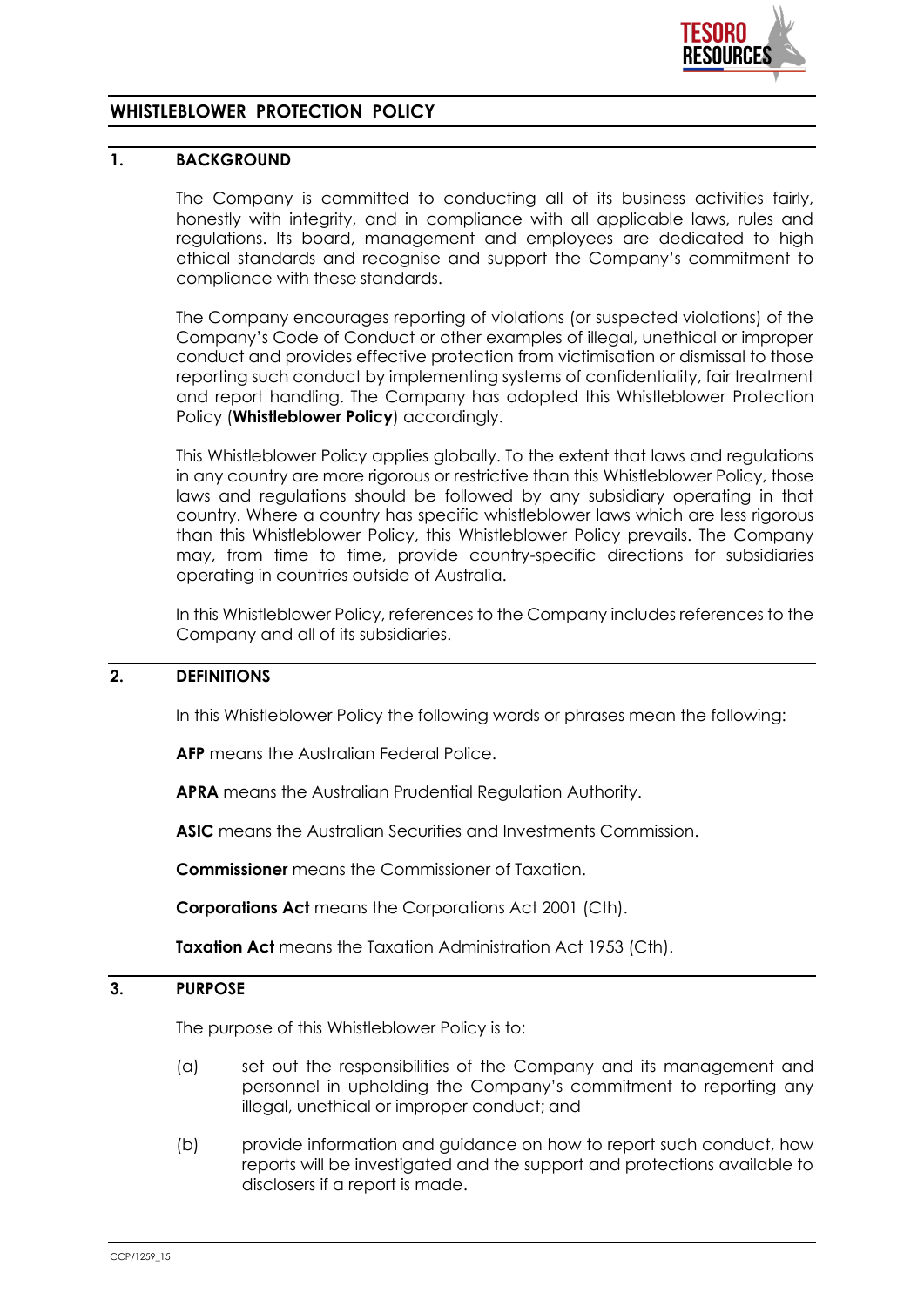# WHISTLEBLOWER PROTECTION POLICY

## 1. BACKGROUND

The Company is committed to conducting all of its business activities fairly, honestly with integrity, and in compliance with all applicable laws, rules and regulations. Its board, management and employees are dedicated to high ethical standards and recognise and support the Company's commitment to compliance with these standards.

The Company encourages reporting of violations (or suspected violations) of the Company's Code of Conduct or other examples of illegal, unethical or improper conduct and provides effective protection from victimisation or dismissal to those reporting such conduct by implementing systems of confidentiality, fair treatment and report handling. The Company has adopted this Whistleblower Protection Policy (**Whistleblower Policy**) accordingly.

This Whistleblower Policy applies globally. To the extent that laws and regulations in any country are more rigorous or restrictive than this Whistleblower Policy, those laws and regulations should be followed by any subsidiary operating in that country. Where a country has specific whistleblower laws which are less rigorous than this Whistleblower Policy, this Whistleblower Policy prevails. The Company may, from time to time, provide country-specific directions for subsidiaries operating in countries outside of Australia.

In this Whistleblower Policy, references to the Company includes references to the Company and all of its subsidiaries.

## 2. DEFINITIONS

In this Whistleblower Policy the following words or phrases mean the following:

**AFP** means the Australian Federal Police.

**APRA** means the Australian Prudential Regulation Authority.

**ASIC** means the Australian Securities and Investments Commission.

**Commissioner** means the Commissioner of Taxation.

**Corporations Act** means the Corporations Act 2001 (Cth).

**Taxation Act** means the Taxation Administration Act 1953 (Cth).

## 3. PURPOSE

The purpose of this Whistleblower Policy is to:

(a) set out the responsibilities of the Company and its management and personnel in upholding the Company's commitment to reporting any illegal, unethical or improper conduct; and

(b) provide information and guidance on how to report such conduct, how reports will be investigated and the support and protections available to disclosers if a report is made.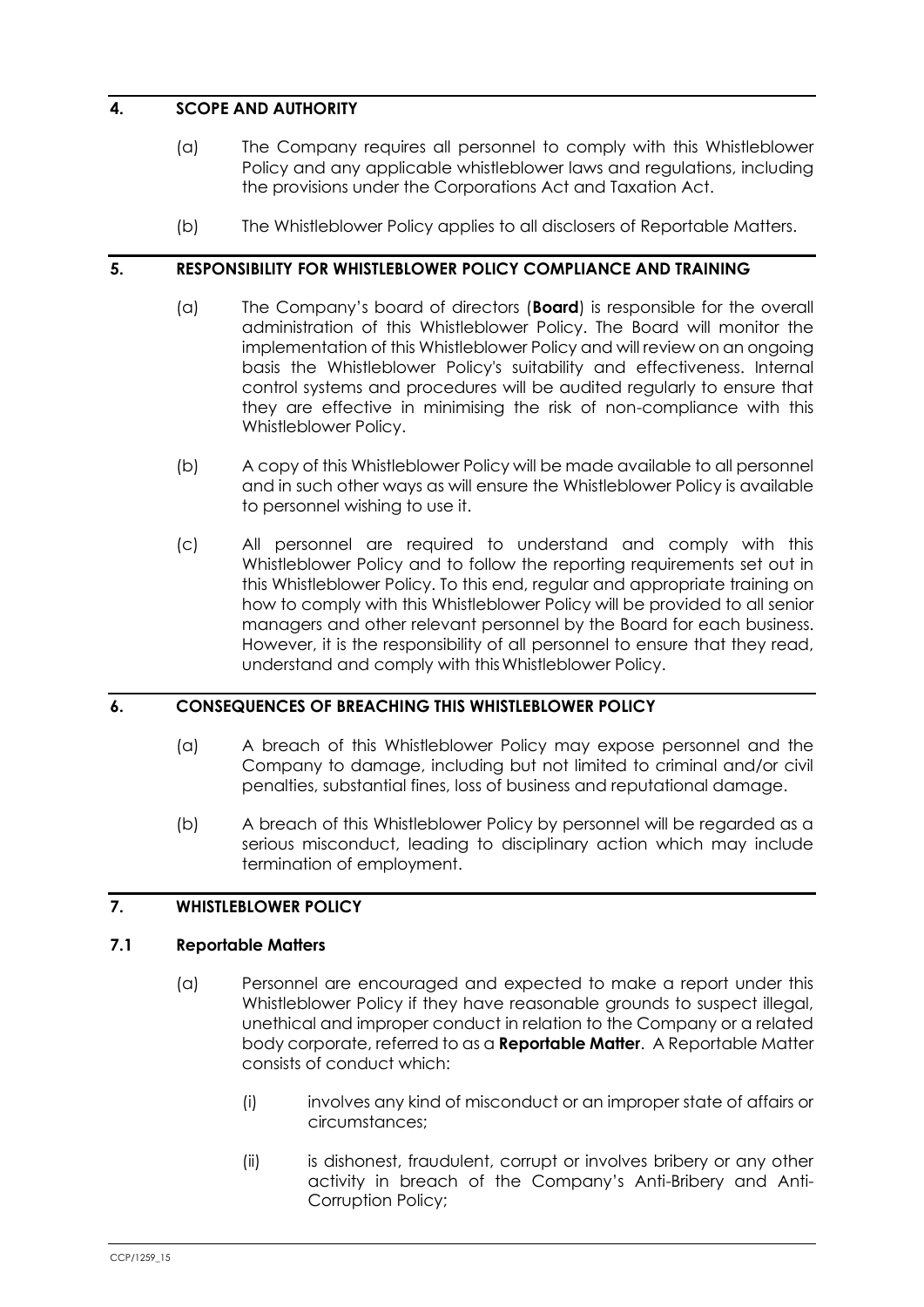## 4. SCOPE AND AUTHORITY

(a) The Company requires all personnel to comply with this Whistleblower Policy and any applicable whistleblower laws and regulations, including the provisions under the Corporations Act and Taxation Act.

(b) The Whistleblower Policy applies to all disclosers of Reportable Matters.

## 5. RESPONSIBILITY FOR WHISTLEBLOWER POLICY COMPLIANCE AND TRAINING

(a) The Company's board of directors (**Board**) is responsible for the overall administration of this Whistleblower Policy. The Board will monitor the implementation of this Whistleblower Policy and will review on an ongoing basis the Whistleblower Policy's suitability and effectiveness. Internal control systems and procedures will be audited regularly to ensure that they are effective in minimising the risk of non-compliance with this Whistleblower Policy.

(b) A copy of this Whistleblower Policy will be made available to all personnel and in such other ways as will ensure the Whistleblower Policy is available to personnel wishing to use it.

(c) All personnel are required to understand and comply with this Whistleblower Policy and to follow the reporting requirements set out in this Whistleblower Policy. To this end, regular and appropriate training on how to comply with this Whistleblower Policy will be provided to all senior managers and other relevant personnel by the Board for each business. However, it is the responsibility of all personnel to ensure that they read, understand and comply with this Whistleblower Policy.

## 6. CONSEQUENCES OF BREACHING THIS WHISTLEBLOWER POLICY

(a) A breach of this Whistleblower Policy may expose personnel and the Company to damage, including but not limited to criminal and/or civil penalties, substantial fines, loss of business and reputational damage.

(b) A breach of this Whistleblower Policy by personnel will be regarded as a serious misconduct, leading to disciplinary action which may include termination of employment.

## 7. WHISTLEBLOWER POLICY

### 7.1 Reportable Matters

(a) Personnel are encouraged and expected to make a report under this Whistleblower Policy if they have reasonable grounds to suspect illegal, unethical and improper conduct in relation to the Company or a related body corporate, referred to as a **Reportable Matter**. A Reportable Matter consists of conduct which:

(i) involves any kind of misconduct or an improper state of affairs or circumstances;

(ii) is dishonest, fraudulent, corrupt or involves bribery or any other activity in breach of the Company's Anti-Bribery and Anti-Corruption Policy;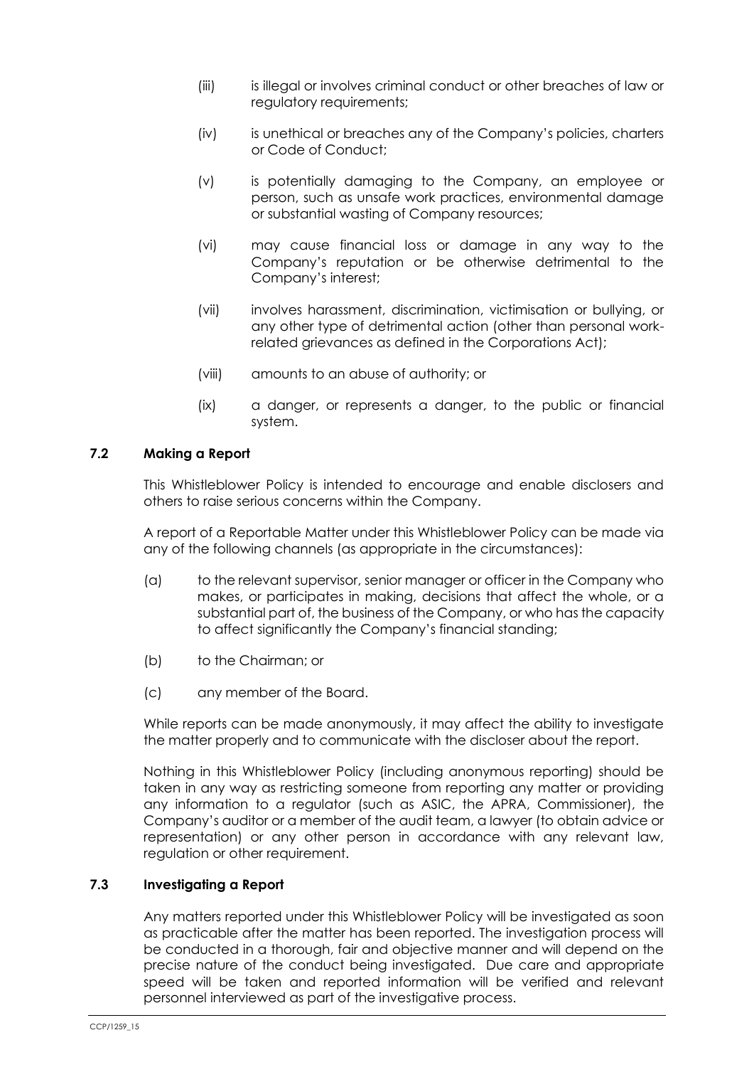(iii) is illegal or involves criminal conduct or other breaches of law or regulatory requirements;

(iv) is unethical or breaches any of the Company's policies, charters or Code of Conduct;

(v) is potentially damaging to the Company, an employee or person, such as unsafe work practices, environmental damage or substantial wasting of Company resources;

(vi) may cause financial loss or damage in any way to the Company's reputation or be otherwise detrimental to the Company's interest;

(vii) involves harassment, discrimination, victimisation or bullying, or any other type of detrimental action (other than personal work-related grievances as defined in the Corporations Act);

(viii) amounts to an abuse of authority; or

(ix) a danger, or represents a danger, to the public or financial system.

### 7.2 Making a Report

This Whistleblower Policy is intended to encourage and enable disclosers and others to raise serious concerns within the Company.

A report of a Reportable Matter under this Whistleblower Policy can be made via any of the following channels (as appropriate in the circumstances):

(a) to the relevant supervisor, senior manager or officer in the Company who makes, or participates in making, decisions that affect the whole, or a substantial part of, the business of the Company, or who has the capacity to affect significantly the Company's financial standing;

(b) to the Chairman; or

(c) any member of the Board.

While reports can be made anonymously, it may affect the ability to investigate the matter properly and to communicate with the discloser about the report.

Nothing in this Whistleblower Policy (including anonymous reporting) should be taken in any way as restricting someone from reporting any matter or providing any information to a regulator (such as ASIC, the APRA, Commissioner), the Company's auditor or a member of the audit team, a lawyer (to obtain advice or representation) or any other person in accordance with any relevant law, regulation or other requirement.

### 7.3 Investigating a Report

Any matters reported under this Whistleblower Policy will be investigated as soon as practicable after the matter has been reported. The investigation process will be conducted in a thorough, fair and objective manner and will depend on the precise nature of the conduct being investigated. Due care and appropriate speed will be taken and reported information will be verified and relevant personnel interviewed as part of the investigative process.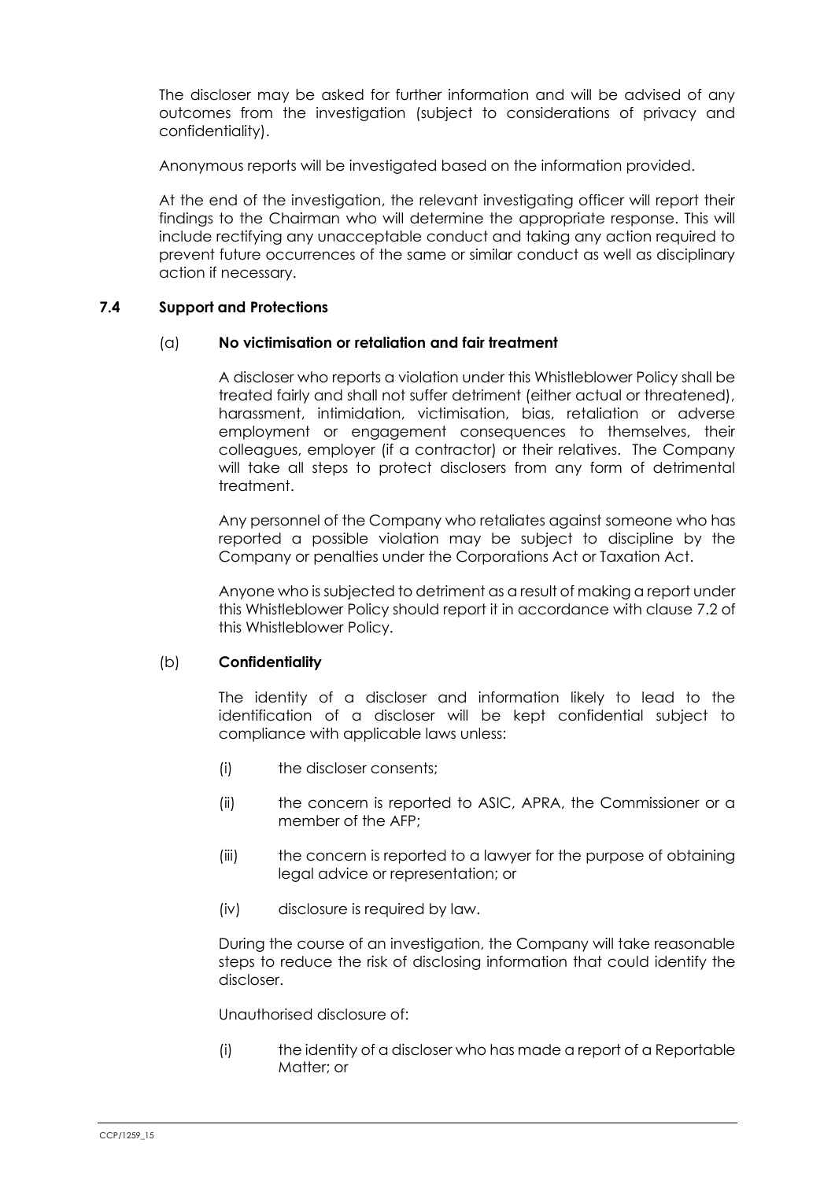The discloser may be asked for further information and will be advised of any outcomes from the investigation (subject to considerations of privacy and confidentiality).

Anonymous reports will be investigated based on the information provided.

At the end of the investigation, the relevant investigating officer will report their findings to the Chairman who will determine the appropriate response. This will include rectifying any unacceptable conduct and taking any action required to prevent future occurrences of the same or similar conduct as well as disciplinary action if necessary.

### 7.4 Support and Protections

(a) **No victimisation or retaliation and fair treatment**

A discloser who reports a violation under this Whistleblower Policy shall be treated fairly and shall not suffer detriment (either actual or threatened), harassment, intimidation, victimisation, bias, retaliation or adverse employment or engagement consequences to themselves, their colleagues, employer (if a contractor) or their relatives. The Company will take all steps to protect disclosers from any form of detrimental treatment.

Any personnel of the Company who retaliates against someone who has reported a possible violation may be subject to discipline by the Company or penalties under the Corporations Act or Taxation Act.

Anyone who is subjected to detriment as a result of making a report under this Whistleblower Policy should report it in accordance with clause 7.2 of this Whistleblower Policy.

(b) **Confidentiality**

The identity of a discloser and information likely to lead to the identification of a discloser will be kept confidential subject to compliance with applicable laws unless:

(i) the discloser consents;

(ii) the concern is reported to ASIC, APRA, the Commissioner or a member of the AFP;

(iii) the concern is reported to a lawyer for the purpose of obtaining legal advice or representation; or

(iv) disclosure is required by law.

During the course of an investigation, the Company will take reasonable steps to reduce the risk of disclosing information that could identify the discloser.

Unauthorised disclosure of:

(i) the identity of a discloser who has made a report of a Reportable Matter; or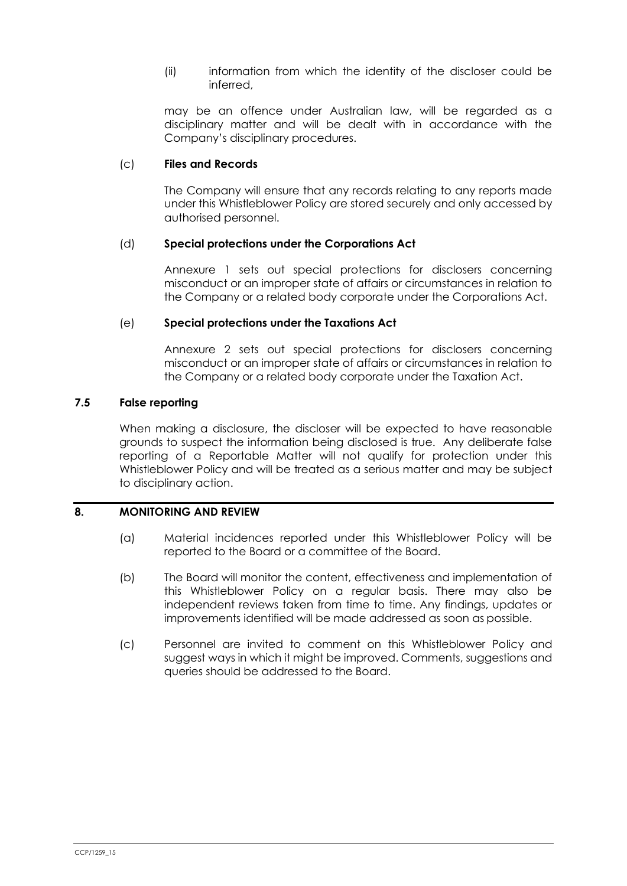(ii) information from which the identity of the discloser could be inferred,

may be an offence under Australian law, will be regarded as a disciplinary matter and will be dealt with in accordance with the Company's disciplinary procedures.

(c) **Files and Records**

The Company will ensure that any records relating to any reports made under this Whistleblower Policy are stored securely and only accessed by authorised personnel.

(d) **Special protections under the Corporations Act**

Annexure 1 sets out special protections for disclosers concerning misconduct or an improper state of affairs or circumstances in relation to the Company or a related body corporate under the Corporations Act.

(e) **Special protections under the Taxations Act**

Annexure 2 sets out special protections for disclosers concerning misconduct or an improper state of affairs or circumstances in relation to the Company or a related body corporate under the Taxation Act.

### 7.5 False reporting

When making a disclosure, the discloser will be expected to have reasonable grounds to suspect the information being disclosed is true. Any deliberate false reporting of a Reportable Matter will not qualify for protection under this Whistleblower Policy and will be treated as a serious matter and may be subject to disciplinary action.

## 8. MONITORING AND REVIEW

(a) Material incidences reported under this Whistleblower Policy will be reported to the Board or a committee of the Board.

(b) The Board will monitor the content, effectiveness and implementation of this Whistleblower Policy on a regular basis. There may also be independent reviews taken from time to time. Any findings, updates or improvements identified will be made addressed as soon as possible.

(c) Personnel are invited to comment on this Whistleblower Policy and suggest ways in which it might be improved. Comments, suggestions and queries should be addressed to the Board.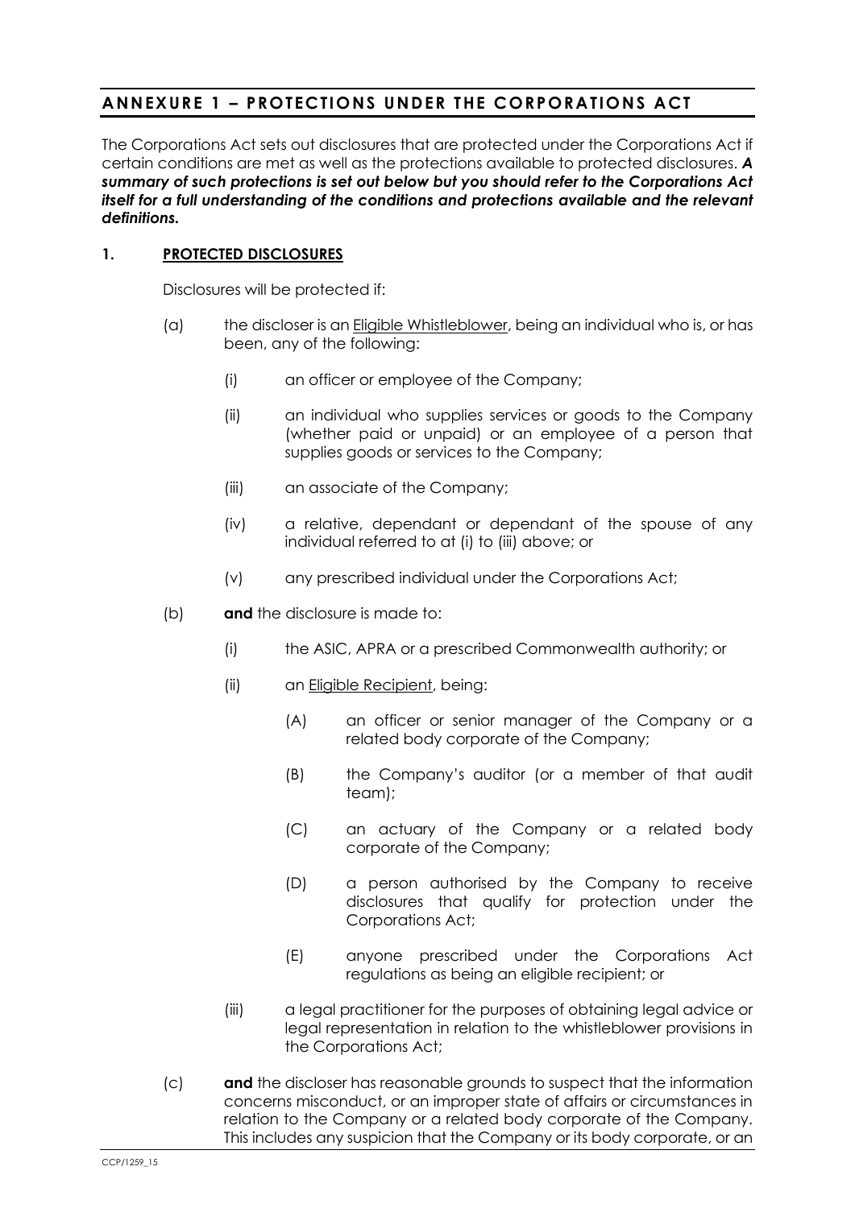## ANNEXURE 1 – PROTECTIONS UNDER THE CORPORATIONS ACT

The Corporations Act sets out disclosures that are protected under the Corporations Act if certain conditions are met as well as the protections available to protected disclosures. ***A summary of such protections is set out below but you should refer to the Corporations Act itself for a full understanding of the conditions and protections available and the relevant definitions.***

### 1. PROTECTED DISCLOSURES

Disclosures will be protected if:

(a) the discloser is an Eligible Whistleblower, being an individual who is, or has been, any of the following:

  (i) an officer or employee of the Company;

  (ii) an individual who supplies services or goods to the Company (whether paid or unpaid) or an employee of a person that supplies goods or services to the Company;

  (iii) an associate of the Company;

  (iv) a relative, dependant or dependant of the spouse of any individual referred to at (i) to (iii) above; or

  (v) any prescribed individual under the Corporations Act;

(b) **and** the disclosure is made to:

  (i) the ASIC, APRA or a prescribed Commonwealth authority; or

  (ii) an Eligible Recipient, being:

    (A) an officer or senior manager of the Company or a related body corporate of the Company;

    (B) the Company's auditor (or a member of that audit team);

    (C) an actuary of the Company or a related body corporate of the Company;

    (D) a person authorised by the Company to receive disclosures that qualify for protection under the Corporations Act;

    (E) anyone prescribed under the Corporations Act regulations as being an eligible recipient; or

  (iii) a legal practitioner for the purposes of obtaining legal advice or legal representation in relation to the whistleblower provisions in the Corporations Act;

(c) **and** the discloser has reasonable grounds to suspect that the information concerns misconduct, or an improper state of affairs or circumstances in relation to the Company or a related body corporate of the Company. This includes any suspicion that the Company or its body corporate, or an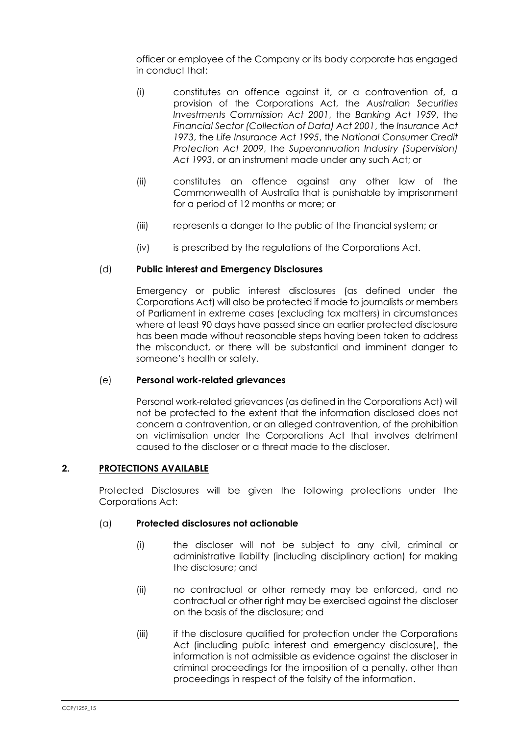officer or employee of the Company or its body corporate has engaged in conduct that:

(i) constitutes an offence against it, or a contravention of, a provision of the Corporations Act, the *Australian Securities Investments Commission Act 2001*, the *Banking Act 1959*, the *Financial Sector (Collection of Data) Act 2001*, the *Insurance Act 1973*, the *Life Insurance Act 1995*, the *National Consumer Credit Protection Act 2009*, the *Superannuation Industry (Supervision) Act 1993*, or an instrument made under any such Act; or

(ii) constitutes an offence against any other law of the Commonwealth of Australia that is punishable by imprisonment for a period of 12 months or more; or

(iii) represents a danger to the public of the financial system; or

(iv) is prescribed by the regulations of the Corporations Act.

(d) **Public interest and Emergency Disclosures**

Emergency or public interest disclosures (as defined under the Corporations Act) will also be protected if made to journalists or members of Parliament in extreme cases (excluding tax matters) in circumstances where at least 90 days have passed since an earlier protected disclosure has been made without reasonable steps having been taken to address the misconduct, or there will be substantial and imminent danger to someone's health or safety.

(e) **Personal work-related grievances**

Personal work-related grievances (as defined in the Corporations Act) will not be protected to the extent that the information disclosed does not concern a contravention, or an alleged contravention, of the prohibition on victimisation under the Corporations Act that involves detriment caused to the discloser or a threat made to the discloser.

## 2. PROTECTIONS AVAILABLE

Protected Disclosures will be given the following protections under the Corporations Act:

(a) **Protected disclosures not actionable**

(i) the discloser will not be subject to any civil, criminal or administrative liability (including disciplinary action) for making the disclosure; and

(ii) no contractual or other remedy may be enforced, and no contractual or other right may be exercised against the discloser on the basis of the disclosure; and

(iii) if the disclosure qualified for protection under the Corporations Act (including public interest and emergency disclosure), the information is not admissible as evidence against the discloser in criminal proceedings for the imposition of a penalty, other than proceedings in respect of the falsity of the information.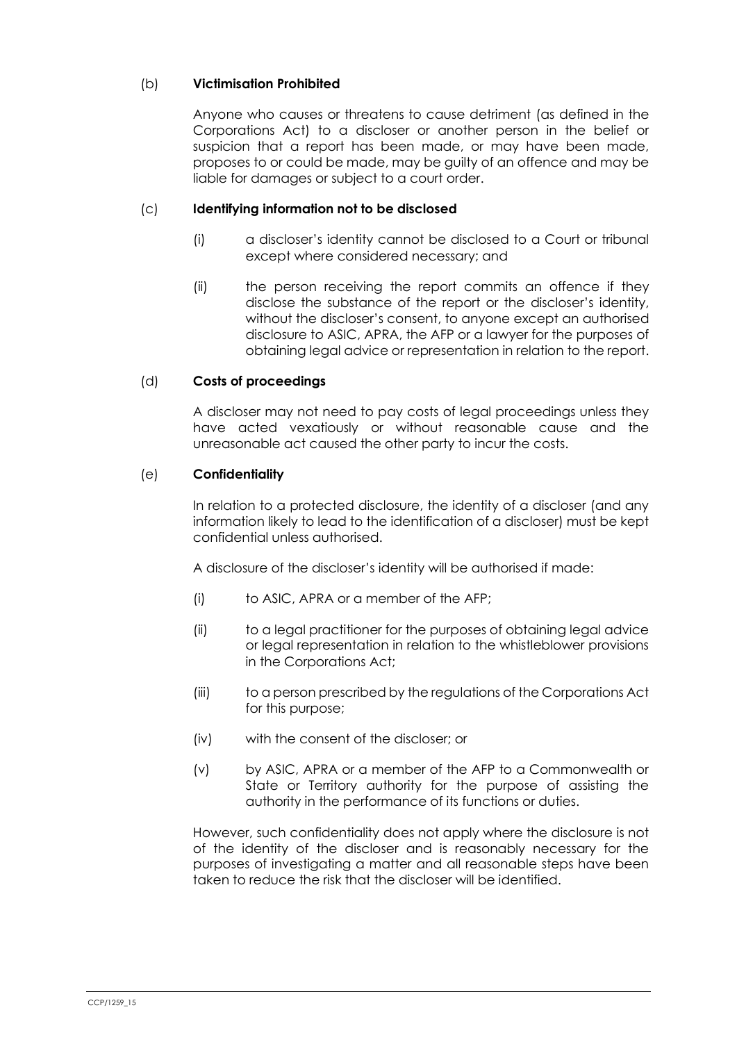(b) **Victimisation Prohibited**

Anyone who causes or threatens to cause detriment (as defined in the Corporations Act) to a discloser or another person in the belief or suspicion that a report has been made, or may have been made, proposes to or could be made, may be guilty of an offence and may be liable for damages or subject to a court order.

(c) **Identifying information not to be disclosed**

(i) a discloser's identity cannot be disclosed to a Court or tribunal except where considered necessary; and

(ii) the person receiving the report commits an offence if they disclose the substance of the report or the discloser's identity, without the discloser's consent, to anyone except an authorised disclosure to ASIC, APRA, the AFP or a lawyer for the purposes of obtaining legal advice or representation in relation to the report.

(d) **Costs of proceedings**

A discloser may not need to pay costs of legal proceedings unless they have acted vexatiously or without reasonable cause and the unreasonable act caused the other party to incur the costs.

(e) **Confidentiality**

In relation to a protected disclosure, the identity of a discloser (and any information likely to lead to the identification of a discloser) must be kept confidential unless authorised.

A disclosure of the discloser's identity will be authorised if made:

(i) to ASIC, APRA or a member of the AFP;

(ii) to a legal practitioner for the purposes of obtaining legal advice or legal representation in relation to the whistleblower provisions in the Corporations Act;

(iii) to a person prescribed by the regulations of the Corporations Act for this purpose;

(iv) with the consent of the discloser; or

(v) by ASIC, APRA or a member of the AFP to a Commonwealth or State or Territory authority for the purpose of assisting the authority in the performance of its functions or duties.

However, such confidentiality does not apply where the disclosure is not of the identity of the discloser and is reasonably necessary for the purposes of investigating a matter and all reasonable steps have been taken to reduce the risk that the discloser will be identified.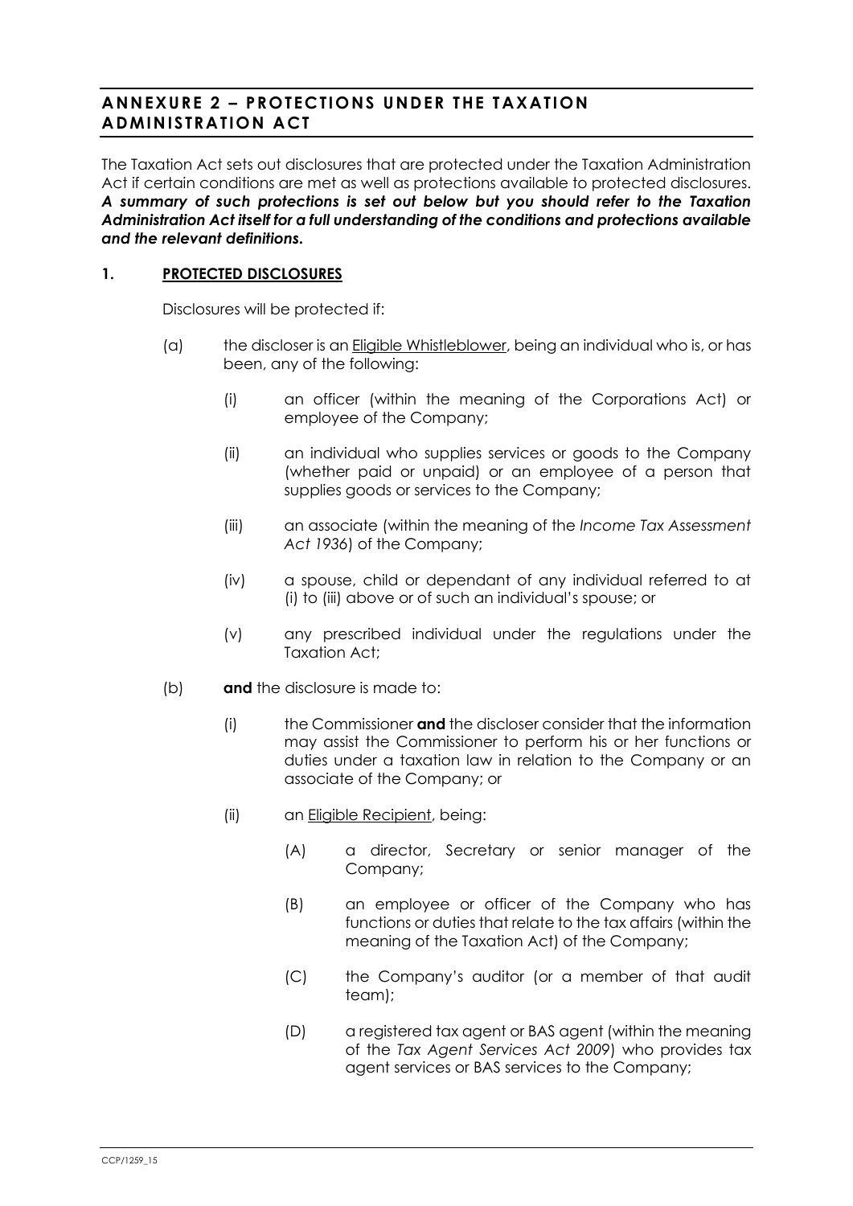## ANNEXURE 2 – PROTECTIONS UNDER THE TAXATION ADMINISTRATION ACT

The Taxation Act sets out disclosures that are protected under the Taxation Administration Act if certain conditions are met as well as protections available to protected disclosures. ***A summary of such protections is set out below but you should refer to the Taxation Administration Act itself for a full understanding of the conditions and protections available and the relevant definitions.***

### 1. PROTECTED DISCLOSURES

Disclosures will be protected if:

(a) the discloser is an <u>Eligible Whistleblower</u>, being an individual who is, or has been, any of the following:

  (i) an officer (within the meaning of the Corporations Act) or employee of the Company;

  (ii) an individual who supplies services or goods to the Company (whether paid or unpaid) or an employee of a person that supplies goods or services to the Company;

  (iii) an associate (within the meaning of the *Income Tax Assessment Act 1936*) of the Company;

  (iv) a spouse, child or dependant of any individual referred to at (i) to (iii) above or of such an individual's spouse; or

  (v) any prescribed individual under the regulations under the Taxation Act;

(b) **and** the disclosure is made to:

  (i) the Commissioner **and** the discloser consider that the information may assist the Commissioner to perform his or her functions or duties under a taxation law in relation to the Company or an associate of the Company; or

  (ii) an <u>Eligible Recipient</u>, being:

    (A) a director, Secretary or senior manager of the Company;

    (B) an employee or officer of the Company who has functions or duties that relate to the tax affairs (within the meaning of the Taxation Act) of the Company;

    (C) the Company's auditor (or a member of that audit team);

    (D) a registered tax agent or BAS agent (within the meaning of the *Tax Agent Services Act 2009*) who provides tax agent services or BAS services to the Company;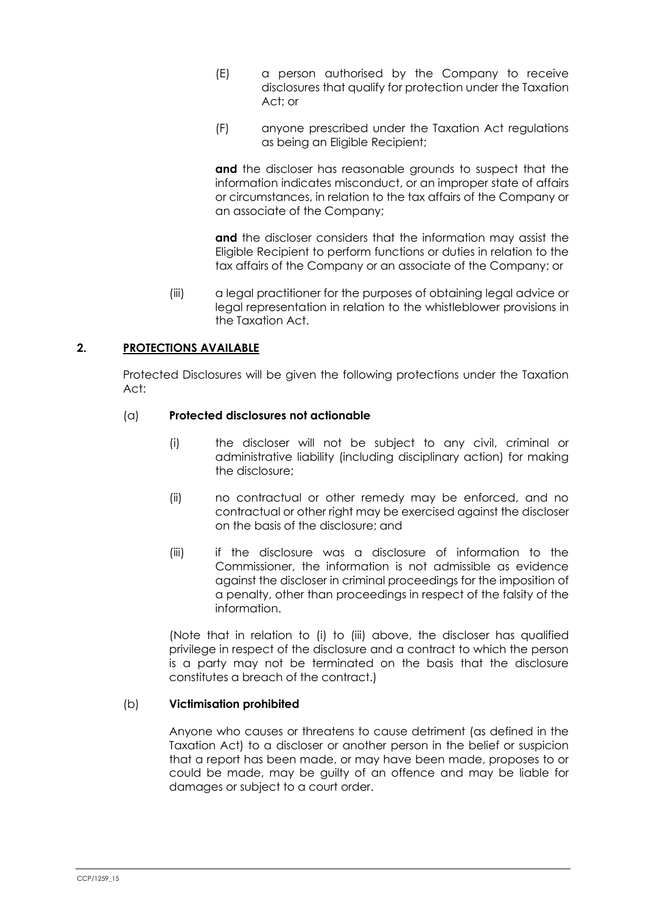(E) a person authorised by the Company to receive disclosures that qualify for protection under the Taxation Act; or

(F) anyone prescribed under the Taxation Act regulations as being an Eligible Recipient;

**and** the discloser has reasonable grounds to suspect that the information indicates misconduct, or an improper state of affairs or circumstances, in relation to the tax affairs of the Company or an associate of the Company;

**and** the discloser considers that the information may assist the Eligible Recipient to perform functions or duties in relation to the tax affairs of the Company or an associate of the Company; or

(iii) a legal practitioner for the purposes of obtaining legal advice or legal representation in relation to the whistleblower provisions in the Taxation Act.

## 2. PROTECTIONS AVAILABLE

Protected Disclosures will be given the following protections under the Taxation Act:

### (a) Protected disclosures not actionable

(i) the discloser will not be subject to any civil, criminal or administrative liability (including disciplinary action) for making the disclosure;

(ii) no contractual or other remedy may be enforced, and no contractual or other right may be exercised against the discloser on the basis of the disclosure; and

(iii) if the disclosure was a disclosure of information to the Commissioner, the information is not admissible as evidence against the discloser in criminal proceedings for the imposition of a penalty, other than proceedings in respect of the falsity of the information.

(Note that in relation to (i) to (iii) above, the discloser has qualified privilege in respect of the disclosure and a contract to which the person is a party may not be terminated on the basis that the disclosure constitutes a breach of the contract.)

### (b) Victimisation prohibited

Anyone who causes or threatens to cause detriment (as defined in the Taxation Act) to a discloser or another person in the belief or suspicion that a report has been made, or may have been made, proposes to or could be made, may be guilty of an offence and may be liable for damages or subject to a court order.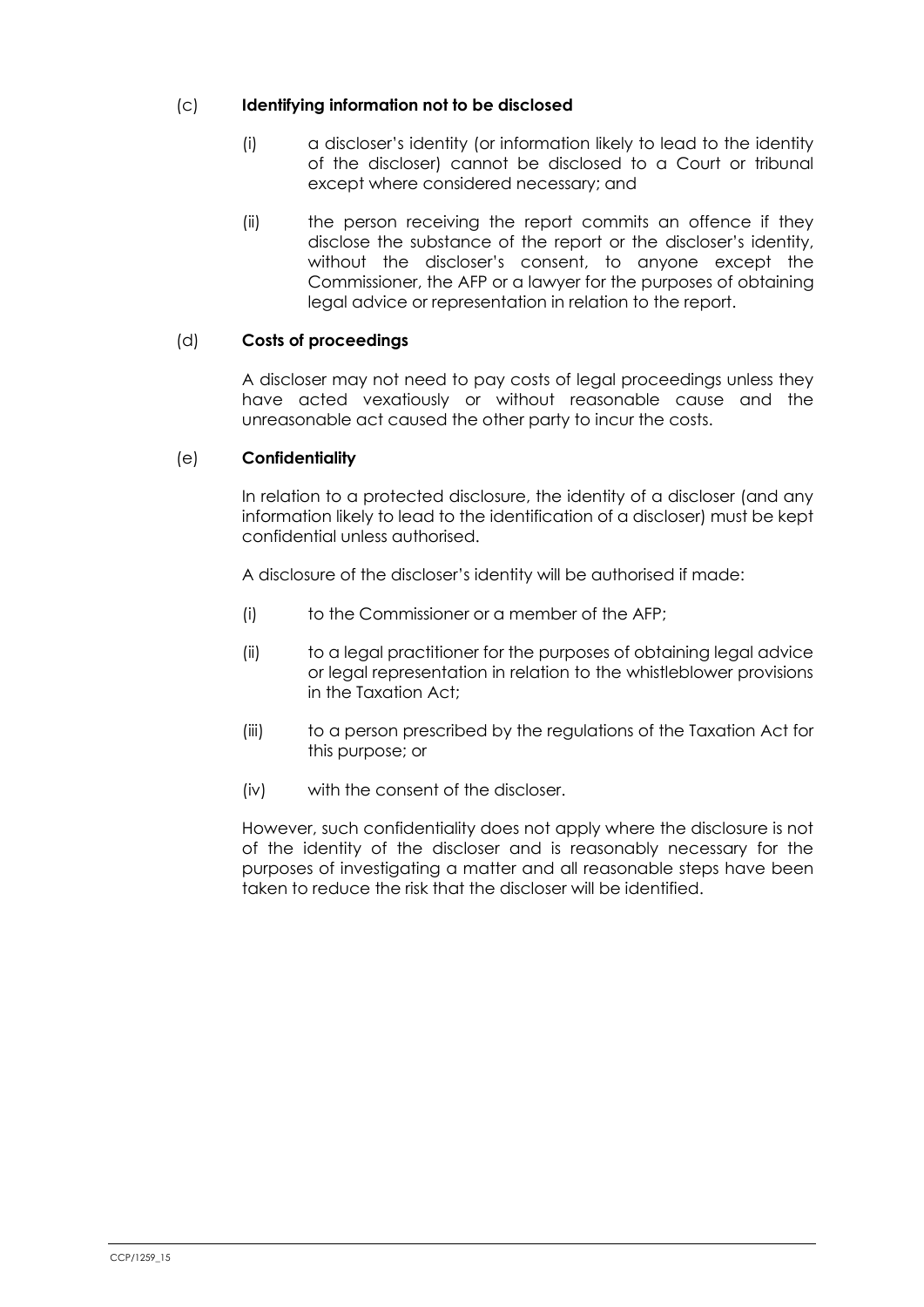(c) **Identifying information not to be disclosed**

- (i) a discloser's identity (or information likely to lead to the identity of the discloser) cannot be disclosed to a Court or tribunal except where considered necessary; and
- (ii) the person receiving the report commits an offence if they disclose the substance of the report or the discloser's identity, without the discloser's consent, to anyone except the Commissioner, the AFP or a lawyer for the purposes of obtaining legal advice or representation in relation to the report.

(d) **Costs of proceedings**

A discloser may not need to pay costs of legal proceedings unless they have acted vexatiously or without reasonable cause and the unreasonable act caused the other party to incur the costs.

(e) **Confidentiality**

In relation to a protected disclosure, the identity of a discloser (and any information likely to lead to the identification of a discloser) must be kept confidential unless authorised.

A disclosure of the discloser's identity will be authorised if made:

- (i) to the Commissioner or a member of the AFP;
- (ii) to a legal practitioner for the purposes of obtaining legal advice or legal representation in relation to the whistleblower provisions in the Taxation Act;
- (iii) to a person prescribed by the regulations of the Taxation Act for this purpose; or
- (iv) with the consent of the discloser.

However, such confidentiality does not apply where the disclosure is not of the identity of the discloser and is reasonably necessary for the purposes of investigating a matter and all reasonable steps have been taken to reduce the risk that the discloser will be identified.